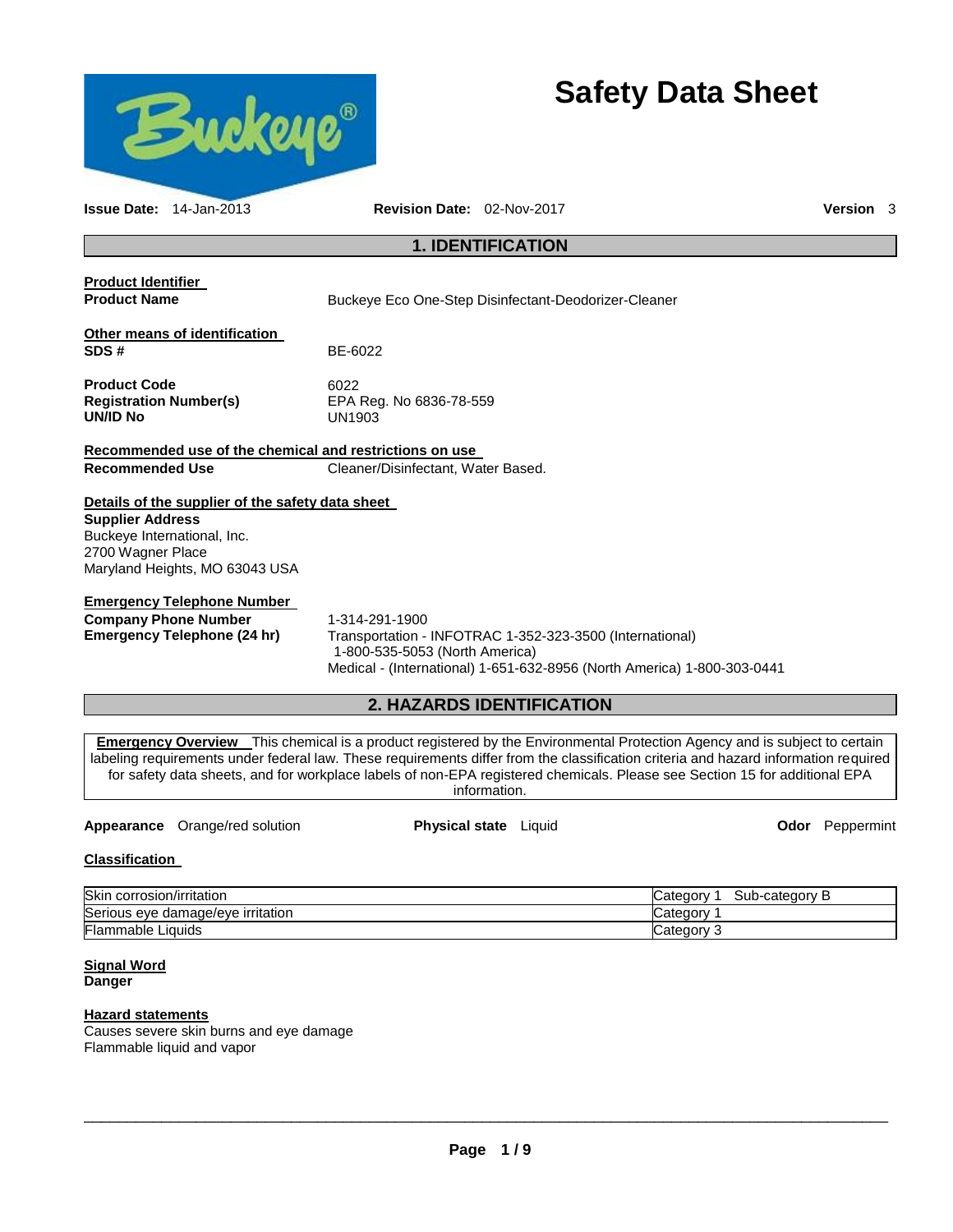# Safety Data Sheet

**Issue Date:** 14-Jan-2013 **Revision Date:** 02-Nov-2017 **Version** 3

## 1. IDENTIFICATION

**Product Identifier**

**Product Name** Buckeye Eco One-Step Disinfectant-Deodorizer-Cleaner

**Other means of identification**

**SDS #** BE-6022

**Product Code** 6022

**Registration Number(s)** EPA Reg. No 6836-78-559

**UN/ID No** UN1903

**Recommended use of the chemical and restrictions on use**

**Recommended Use** Cleaner/Disinfectant, Water Based.

**Details of the supplier of the safety data sheet**

**Supplier Address**
Buckeye International, Inc.
2700 Wagner Place
Maryland Heights, MO 63043 USA

**Emergency Telephone Number**

**Company Phone Number** 1-314-291-1900

**Emergency Telephone (24 hr)** Transportation - INFOTRAC 1-352-323-3500 (International)
1-800-535-5053 (North America)
Medical - (International) 1-651-632-8956 (North America) 1-800-303-0441

## 2. HAZARDS IDENTIFICATION

**Emergency Overview** This chemical is a product registered by the Environmental Protection Agency and is subject to certain labeling requirements under federal law. These requirements differ from the classification criteria and hazard information required for safety data sheets, and for workplace labels of non-EPA registered chemicals. Please see Section 15 for additional EPA information.

**Appearance** Orange/red solution **Physical state** Liquid **Odor** Peppermint

**Classification**

| | |
|---|---|
| Skin corrosion/irritation | Category 1 Sub-category B |
| Serious eye damage/eye irritation | Category 1 |
| Flammable Liquids | Category 3 |

**Signal Word**

**Danger**

**Hazard statements**

Causes severe skin burns and eye damage
Flammable liquid and vapor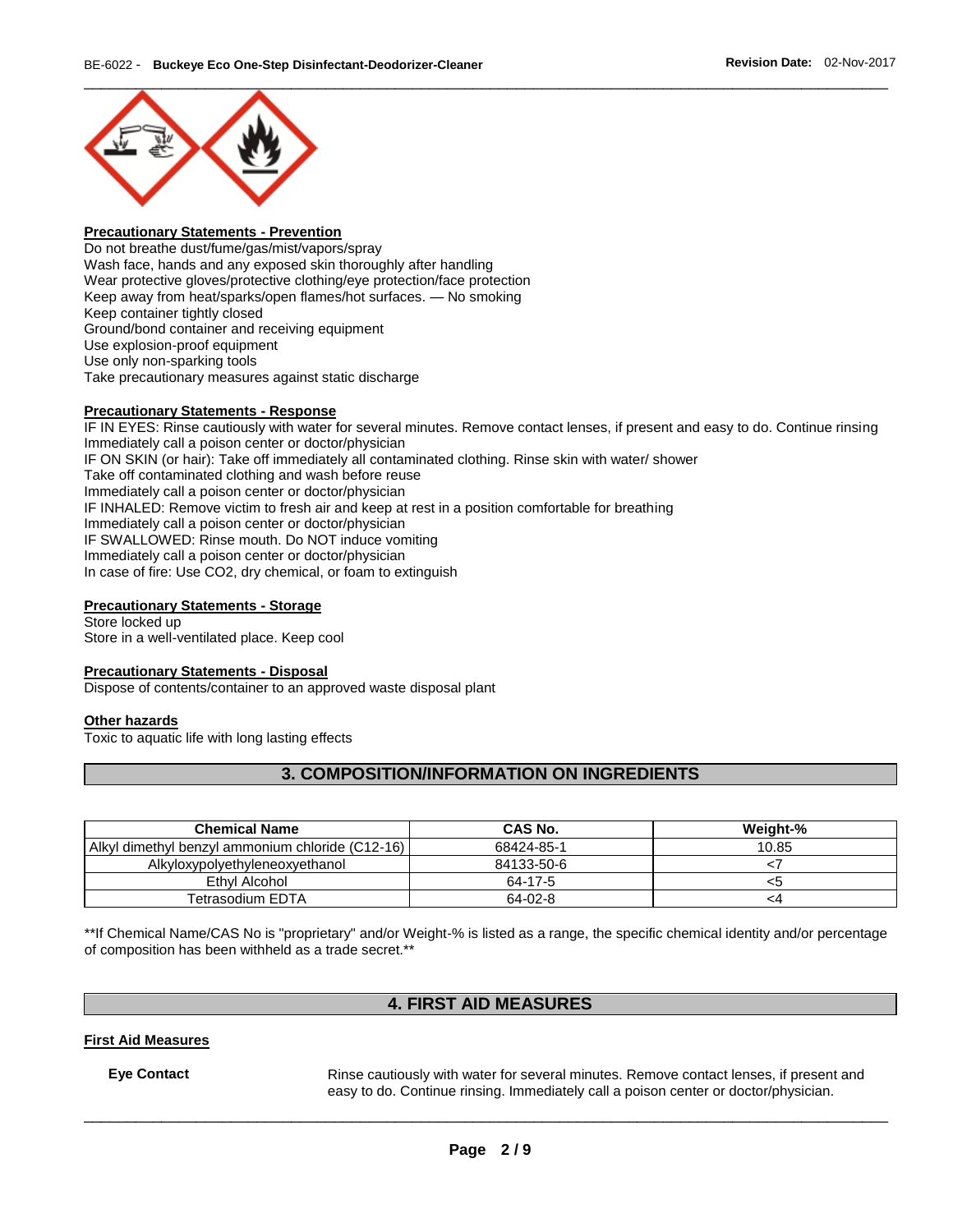**Precautionary Statements - Prevention**

Do not breathe dust/fume/gas/mist/vapors/spray
Wash face, hands and any exposed skin thoroughly after handling
Wear protective gloves/protective clothing/eye protection/face protection
Keep away from heat/sparks/open flames/hot surfaces. — No smoking
Keep container tightly closed
Ground/bond container and receiving equipment
Use explosion-proof equipment
Use only non-sparking tools
Take precautionary measures against static discharge

**Precautionary Statements - Response**

IF IN EYES: Rinse cautiously with water for several minutes. Remove contact lenses, if present and easy to do. Continue rinsing
Immediately call a poison center or doctor/physician
IF ON SKIN (or hair): Take off immediately all contaminated clothing. Rinse skin with water/ shower
Take off contaminated clothing and wash before reuse
Immediately call a poison center or doctor/physician
IF INHALED: Remove victim to fresh air and keep at rest in a position comfortable for breathing
Immediately call a poison center or doctor/physician
IF SWALLOWED: Rinse mouth. Do NOT induce vomiting
Immediately call a poison center or doctor/physician
In case of fire: Use CO2, dry chemical, or foam to extinguish

**Precautionary Statements - Storage**

Store locked up
Store in a well-ventilated place. Keep cool

**Precautionary Statements - Disposal**

Dispose of contents/container to an approved waste disposal plant

**Other hazards**

Toxic to aquatic life with long lasting effects

## 3. COMPOSITION/INFORMATION ON INGREDIENTS

| Chemical Name | CAS No. | Weight-% |
|---|---|---|
| Alkyl dimethyl benzyl ammonium chloride (C12-16) | 68424-85-1 | 10.85 |
| Alkyloxypolyethyleneoxyethanol | 84133-50-6 | <7 |
| Ethyl Alcohol | 64-17-5 | <5 |
| Tetrasodium EDTA | 64-02-8 | <4 |

**If Chemical Name/CAS No is "proprietary" and/or Weight-% is listed as a range, the specific chemical identity and/or percentage of composition has been withheld as a trade secret.**

## 4. FIRST AID MEASURES

**First Aid Measures**

**Eye Contact** Rinse cautiously with water for several minutes. Remove contact lenses, if present and easy to do. Continue rinsing. Immediately call a poison center or doctor/physician.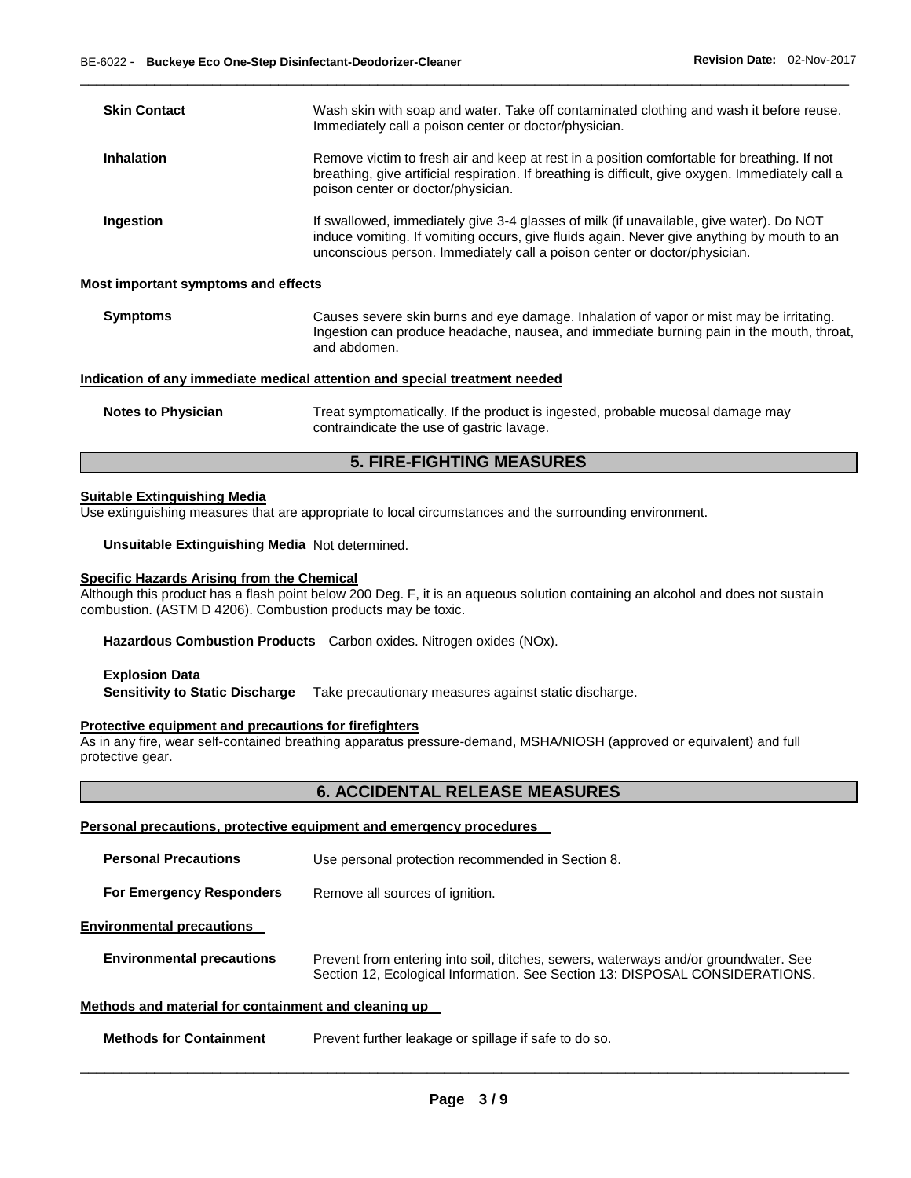| | |
|---|---|
| **Skin Contact** | Wash skin with soap and water. Take off contaminated clothing and wash it before reuse. Immediately call a poison center or doctor/physician. |
| **Inhalation** | Remove victim to fresh air and keep at rest in a position comfortable for breathing. If not breathing, give artificial respiration. If breathing is difficult, give oxygen. Immediately call a poison center or doctor/physician. |
| **Ingestion** | If swallowed, immediately give 3-4 glasses of milk (if unavailable, give water). Do NOT induce vomiting. If vomiting occurs, give fluids again. Never give anything by mouth to an unconscious person. Immediately call a poison center or doctor/physician. |

**Most important symptoms and effects**

| | |
|---|---|
| **Symptoms** | Causes severe skin burns and eye damage. Inhalation of vapor or mist may be irritating. Ingestion can produce headache, nausea, and immediate burning pain in the mouth, throat, and abdomen. |

**Indication of any immediate medical attention and special treatment needed**

| | |
|---|---|
| **Notes to Physician** | Treat symptomatically. If the product is ingested, probable mucosal damage may contraindicate the use of gastric lavage. |

## 5. FIRE-FIGHTING MEASURES

**Suitable Extinguishing Media**

Use extinguishing measures that are appropriate to local circumstances and the surrounding environment.

**Unsuitable Extinguishing Media** Not determined.

**Specific Hazards Arising from the Chemical**

Although this product has a flash point below 200 Deg. F, it is an aqueous solution containing an alcohol and does not sustain combustion. (ASTM D 4206). Combustion products may be toxic.

**Hazardous Combustion Products** Carbon oxides. Nitrogen oxides (NOx).

**Explosion Data**

**Sensitivity to Static Discharge** Take precautionary measures against static discharge.

**Protective equipment and precautions for firefighters**

As in any fire, wear self-contained breathing apparatus pressure-demand, MSHA/NIOSH (approved or equivalent) and full protective gear.

## 6. ACCIDENTAL RELEASE MEASURES

**Personal precautions, protective equipment and emergency procedures**

| | |
|---|---|
| **Personal Precautions** | Use personal protection recommended in Section 8. |
| **For Emergency Responders** | Remove all sources of ignition. |

**Environmental precautions**

| | |
|---|---|
| **Environmental precautions** | Prevent from entering into soil, ditches, sewers, waterways and/or groundwater. See Section 12, Ecological Information. See Section 13: DISPOSAL CONSIDERATIONS. |

**Methods and material for containment and cleaning up**

| | |
|---|---|
| **Methods for Containment** | Prevent further leakage or spillage if safe to do so. |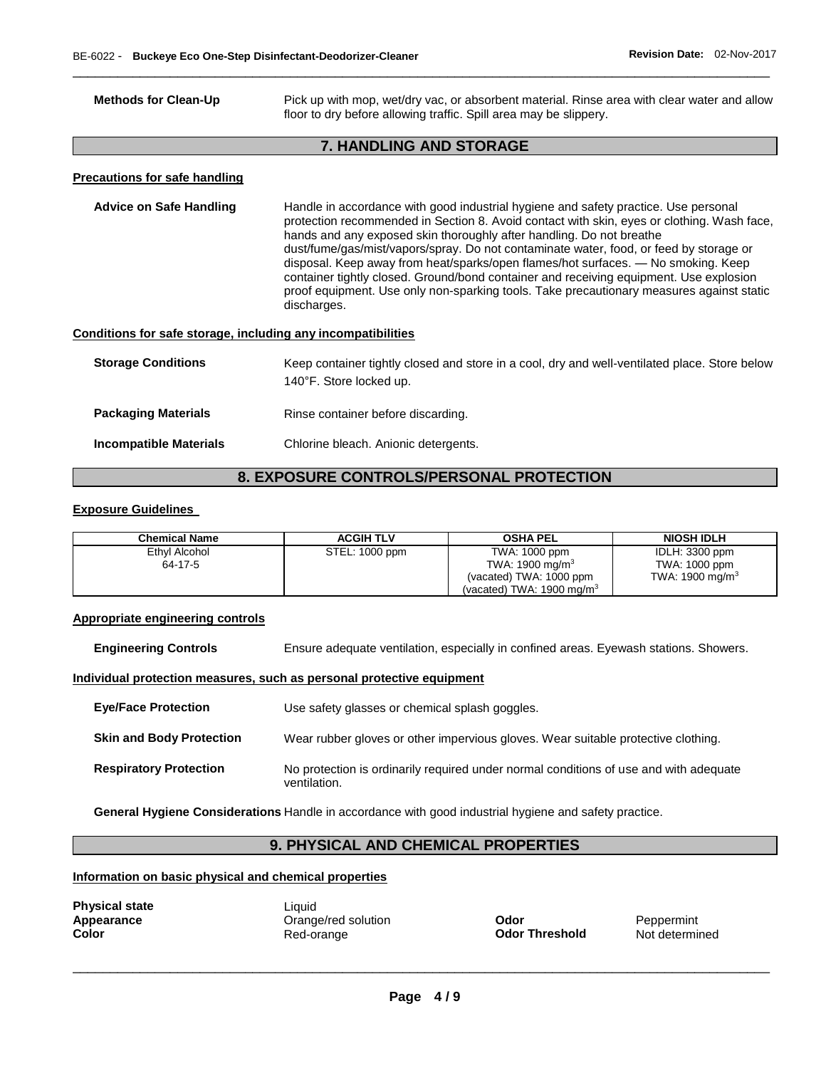**Methods for Clean-Up** Pick up with mop, wet/dry vac, or absorbent material. Rinse area with clear water and allow floor to dry before allowing traffic. Spill area may be slippery.

## 7. HANDLING AND STORAGE

### Precautions for safe handling

**Advice on Safe Handling** Handle in accordance with good industrial hygiene and safety practice. Use personal protection recommended in Section 8. Avoid contact with skin, eyes or clothing. Wash face, hands and any exposed skin thoroughly after handling. Do not breathe dust/fume/gas/mist/vapors/spray. Do not contaminate water, food, or feed by storage or disposal. Keep away from heat/sparks/open flames/hot surfaces. — No smoking. Keep container tightly closed. Ground/bond container and receiving equipment. Use explosion proof equipment. Use only non-sparking tools. Take precautionary measures against static discharges.

### Conditions for safe storage, including any incompatibilities

**Storage Conditions** Keep container tightly closed and store in a cool, dry and well-ventilated place. Store below 140°F. Store locked up.

**Packaging Materials** Rinse container before discarding.

**Incompatible Materials** Chlorine bleach. Anionic detergents.

## 8. EXPOSURE CONTROLS/PERSONAL PROTECTION

### Exposure Guidelines

| Chemical Name | ACGIH TLV | OSHA PEL | NIOSH IDLH |
| --- | --- | --- | --- |
| Ethyl Alcohol<br>64-17-5 | STEL: 1000 ppm | TWA: 1000 ppm<br>TWA: 1900 mg/m$^3$<br>(vacated) TWA: 1000 ppm<br>(vacated) TWA: 1900 mg/m$^3$ | IDLH: 3300 ppm<br>TWA: 1000 ppm<br>TWA: 1900 mg/m$^3$ |

### Appropriate engineering controls

**Engineering Controls** Ensure adequate ventilation, especially in confined areas. Eyewash stations. Showers.

### Individual protection measures, such as personal protective equipment

**Eye/Face Protection** Use safety glasses or chemical splash goggles.

**Skin and Body Protection** Wear rubber gloves or other impervious gloves. Wear suitable protective clothing.

**Respiratory Protection** No protection is ordinarily required under normal conditions of use and with adequate ventilation.

**General Hygiene Considerations** Handle in accordance with good industrial hygiene and safety practice.

## 9. PHYSICAL AND CHEMICAL PROPERTIES

### Information on basic physical and chemical properties

**Physical state** Liquid

**Appearance** Orange/red solution

**Color** Red-orange

**Odor** Peppermint

**Odor Threshold** Not determined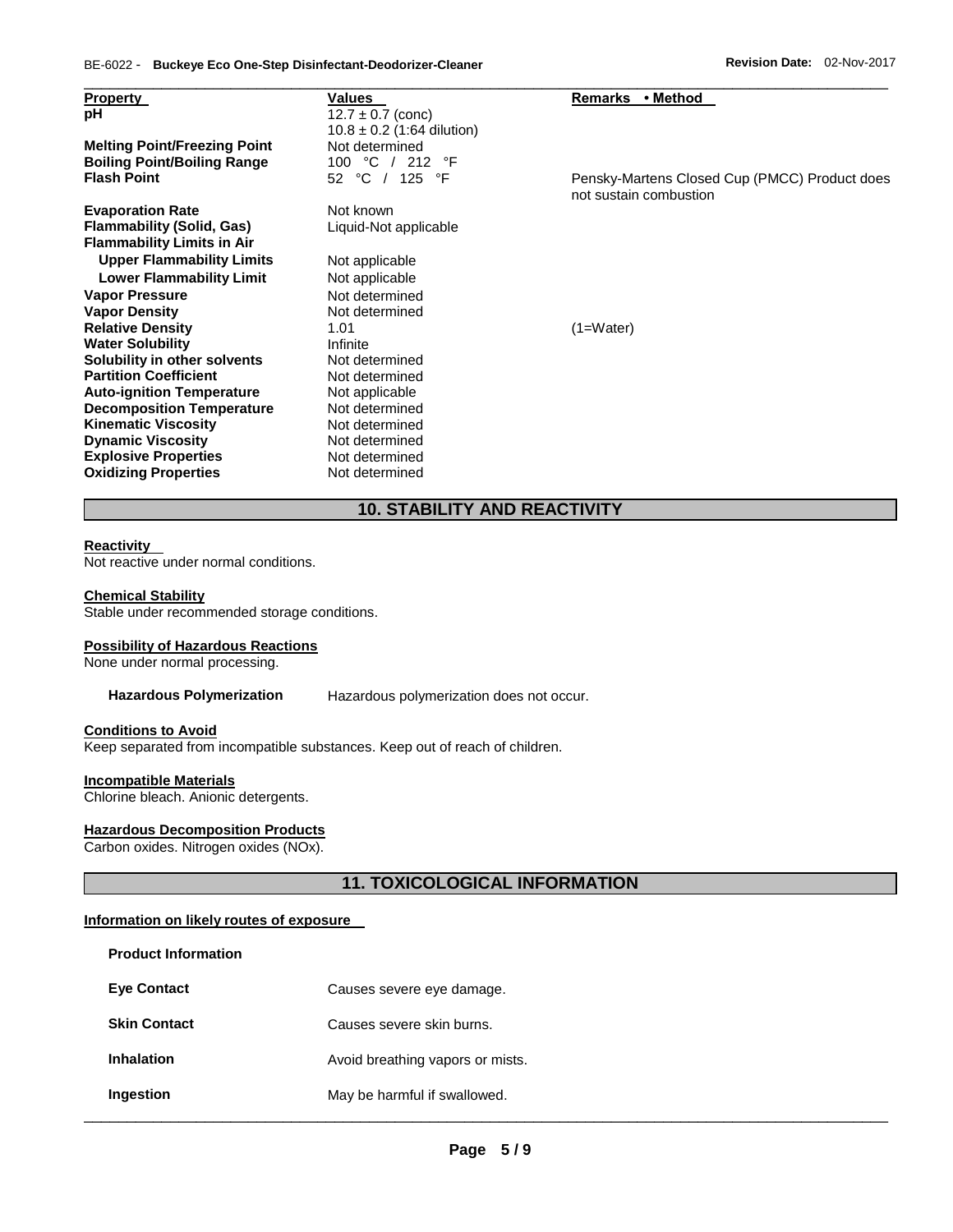| Property | Values | Remarks • Method |
|---|---|---|
| pH | 12.7 ± 0.7 (conc)<br>10.8 ± 0.2 (1:64 dilution) | |
| Melting Point/Freezing Point | Not determined | |
| Boiling Point/Boiling Range | 100 °C / 212 °F | |
| Flash Point | 52 °C / 125 °F | Pensky-Martens Closed Cup (PMCC) Product does not sustain combustion |
| Evaporation Rate | Not known | |
| Flammability (Solid, Gas) | Liquid-Not applicable | |
| Flammability Limits in Air | | |
| Upper Flammability Limits | Not applicable | |
| Lower Flammability Limit | Not applicable | |
| Vapor Pressure | Not determined | |
| Vapor Density | Not determined | |
| Relative Density | 1.01 | (1=Water) |
| Water Solubility | Infinite | |
| Solubility in other solvents | Not determined | |
| Partition Coefficient | Not determined | |
| Auto-ignition Temperature | Not applicable | |
| Decomposition Temperature | Not determined | |
| Kinematic Viscosity | Not determined | |
| Dynamic Viscosity | Not determined | |
| Explosive Properties | Not determined | |
| Oxidizing Properties | Not determined | |

## 10. STABILITY AND REACTIVITY

**Reactivity**

Not reactive under normal conditions.

**Chemical Stability**

Stable under recommended storage conditions.

**Possibility of Hazardous Reactions**

None under normal processing.

**Hazardous Polymerization** Hazardous polymerization does not occur.

**Conditions to Avoid**

Keep separated from incompatible substances. Keep out of reach of children.

**Incompatible Materials**

Chlorine bleach. Anionic detergents.

**Hazardous Decomposition Products**

Carbon oxides. Nitrogen oxides (NOx).

## 11. TOXICOLOGICAL INFORMATION

**Information on likely routes of exposure**

**Product Information**

| | |
|---|---|
| **Eye Contact** | Causes severe eye damage. |
| **Skin Contact** | Causes severe skin burns. |
| **Inhalation** | Avoid breathing vapors or mists. |
| **Ingestion** | May be harmful if swallowed. |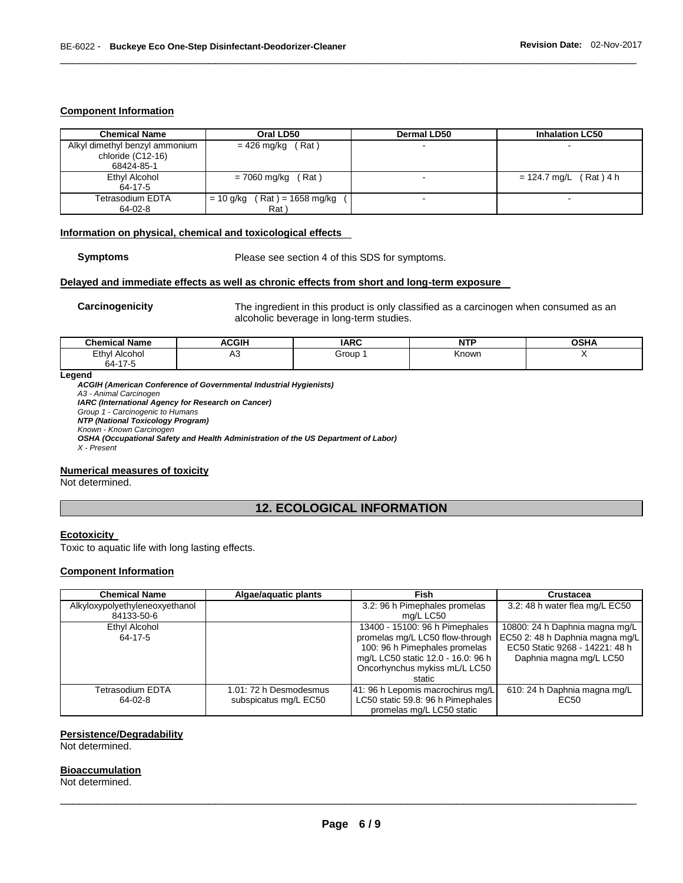### Component Information

| Chemical Name | Oral LD50 | Dermal LD50 | Inhalation LC50 |
|---|---|---|---|
| Alkyl dimethyl benzyl ammonium chloride (C12-16) 68424-85-1 | = 426 mg/kg ( Rat ) | - | - |
| Ethyl Alcohol 64-17-5 | = 7060 mg/kg ( Rat ) | - | = 124.7 mg/L ( Rat ) 4 h |
| Tetrasodium EDTA 64-02-8 | = 10 g/kg ( Rat ) = 1658 mg/kg ( Rat ) | - | - |

### Information on physical, chemical and toxicological effects

**Symptoms** Please see section 4 of this SDS for symptoms.

### Delayed and immediate effects as well as chronic effects from short and long-term exposure

**Carcinogenicity** The ingredient in this product is only classified as a carcinogen when consumed as an alcoholic beverage in long-term studies.

| Chemical Name | ACGIH | IARC | NTP | OSHA |
|---|---|---|---|---|
| Ethyl Alcohol 64-17-5 | A3 | Group 1 | Known | X |

**Legend**

***ACGIH (American Conference of Governmental Industrial Hygienists)***
*A3 - Animal Carcinogen*
***IARC (International Agency for Research on Cancer)***
*Group 1 - Carcinogenic to Humans*
***NTP (National Toxicology Program)***
*Known - Known Carcinogen*
***OSHA (Occupational Safety and Health Administration of the US Department of Labor)***
*X - Present*

### Numerical measures of toxicity

Not determined.

## 12. ECOLOGICAL INFORMATION

### Ecotoxicity

Toxic to aquatic life with long lasting effects.

### Component Information

| Chemical Name | Algae/aquatic plants | Fish | Crustacea |
|---|---|---|---|
| Alkyloxypolyethyleneoxyethanol 84133-50-6 | | 3.2: 96 h Pimephales promelas mg/L LC50 | 3.2: 48 h water flea mg/L EC50 |
| Ethyl Alcohol 64-17-5 | | 13400 - 15100: 96 h Pimephales promelas mg/L LC50 flow-through 100: 96 h Pimephales promelas mg/L LC50 static 12.0 - 16.0: 96 h Oncorhynchus mykiss mL/L LC50 static | 10800: 24 h Daphnia magna mg/L EC50 2: 48 h Daphnia magna mg/L EC50 Static 9268 - 14221: 48 h Daphnia magna mg/L LC50 |
| Tetrasodium EDTA 64-02-8 | 1.01: 72 h Desmodesmus subspicatus mg/L EC50 | 41: 96 h Lepomis macrochirus mg/L LC50 static 59.8: 96 h Pimephales promelas mg/L LC50 static | 610: 24 h Daphnia magna mg/L EC50 |

### Persistence/Degradability

Not determined.

### Bioaccumulation

Not determined.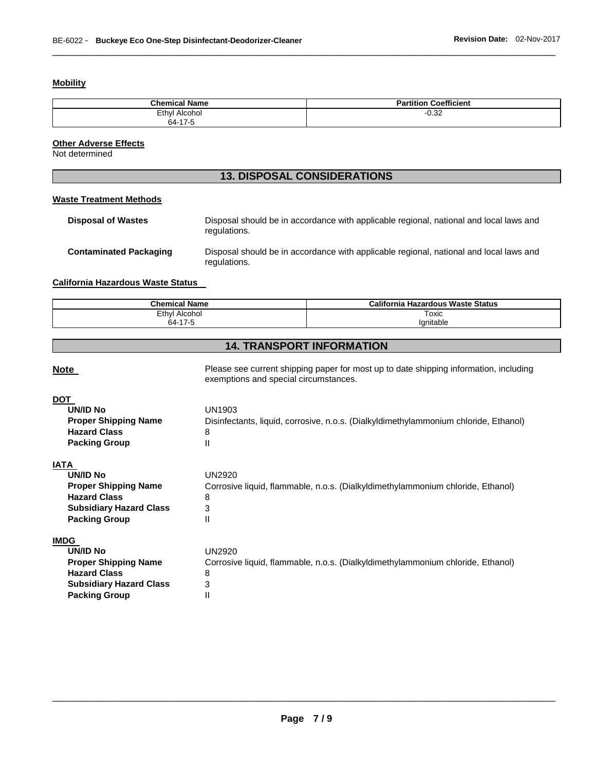#### Mobility

| Chemical Name | Partition Coefficient |
| --- | --- |
| Ethyl Alcohol<br>64-17-5 | -0.32 |

#### Other Adverse Effects

Not determined

## 13. DISPOSAL CONSIDERATIONS

#### Waste Treatment Methods

**Disposal of Wastes** Disposal should be in accordance with applicable regional, national and local laws and regulations.

**Contaminated Packaging** Disposal should be in accordance with applicable regional, national and local laws and regulations.

#### California Hazardous Waste Status

| Chemical Name | California Hazardous Waste Status |
| --- | --- |
| Ethyl Alcohol<br>64-17-5 | Toxic<br>Ignitable |

## 14. TRANSPORT INFORMATION

**Note** Please see current shipping paper for most up to date shipping information, including exemptions and special circumstances.

**DOT**

- **UN/ID No** UN1903
- **Proper Shipping Name** Disinfectants, liquid, corrosive, n.o.s. (Dialkyldimethylammonium chloride, Ethanol)
- **Hazard Class** 8
- **Packing Group** II

**IATA**

- **UN/ID No** UN2920
- **Proper Shipping Name** Corrosive liquid, flammable, n.o.s. (Dialkyldimethylammonium chloride, Ethanol)
- **Hazard Class** 8
- **Subsidiary Hazard Class** 3
- **Packing Group** II

**IMDG**

- **UN/ID No** UN2920
- **Proper Shipping Name** Corrosive liquid, flammable, n.o.s. (Dialkyldimethylammonium chloride, Ethanol)
- **Hazard Class** 8
- **Subsidiary Hazard Class** 3
- **Packing Group** II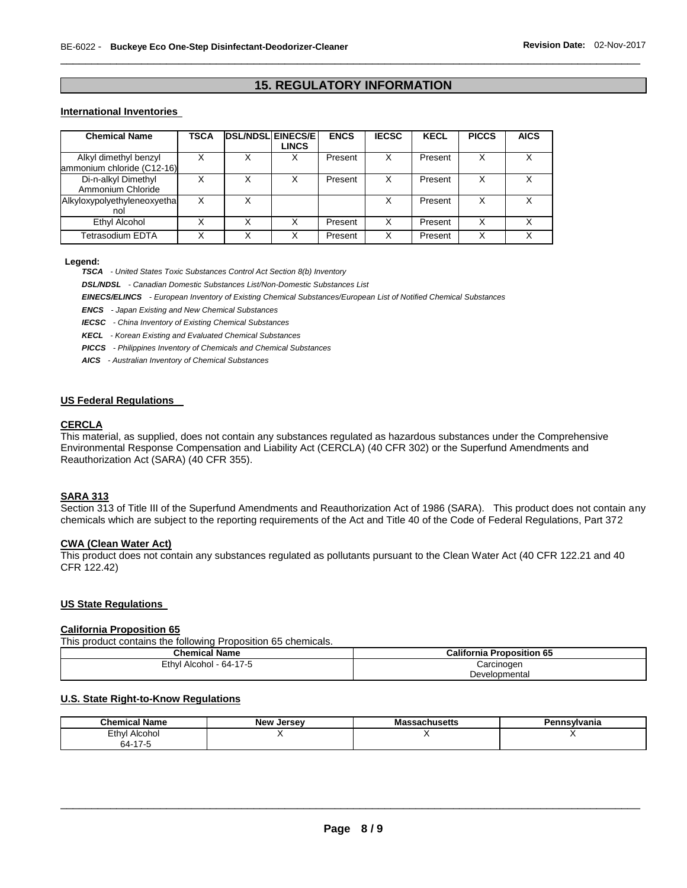## 15. REGULATORY INFORMATION

### International Inventories

| Chemical Name | TSCA | DSL/NDSL | EINECS/ELINCS | ENCS | IECSC | KECL | PICCS | AICS |
|---|---|---|---|---|---|---|---|---|
| Alkyl dimethyl benzyl ammonium chloride (C12-16) | X | X | X | Present | X | Present | X | X |
| Di-n-alkyl Dimethyl Ammonium Chloride | X | X | X | Present | X | Present | X | X |
| Alkyloxypolyethyleneoxyethanol | X | X | | | X | Present | X | X |
| Ethyl Alcohol | X | X | X | Present | X | Present | X | X |
| Tetrasodium EDTA | X | X | X | Present | X | Present | X | X |

**Legend:**

***TSCA*** *- United States Toxic Substances Control Act Section 8(b) Inventory*

***DSL/NDSL*** *- Canadian Domestic Substances List/Non-Domestic Substances List*

***EINECS/ELINCS*** *- European Inventory of Existing Chemical Substances/European List of Notified Chemical Substances*

***ENCS*** *- Japan Existing and New Chemical Substances*

***IECSC*** *- China Inventory of Existing Chemical Substances*

***KECL*** *- Korean Existing and Evaluated Chemical Substances*

***PICCS*** *- Philippines Inventory of Chemicals and Chemical Substances*

***AICS*** *- Australian Inventory of Chemical Substances*

### US Federal Regulations

#### CERCLA

This material, as supplied, does not contain any substances regulated as hazardous substances under the Comprehensive Environmental Response Compensation and Liability Act (CERCLA) (40 CFR 302) or the Superfund Amendments and Reauthorization Act (SARA) (40 CFR 355).

#### SARA 313

Section 313 of Title III of the Superfund Amendments and Reauthorization Act of 1986 (SARA). This product does not contain any chemicals which are subject to the reporting requirements of the Act and Title 40 of the Code of Federal Regulations, Part 372

#### CWA (Clean Water Act)

This product does not contain any substances regulated as pollutants pursuant to the Clean Water Act (40 CFR 122.21 and 40 CFR 122.42)

### US State Regulations

#### California Proposition 65

This product contains the following Proposition 65 chemicals.

| Chemical Name | California Proposition 65 |
|---|---|
| Ethyl Alcohol - 64-17-5 | Carcinogen<br>Developmental |

### U.S. State Right-to-Know Regulations

| Chemical Name | New Jersey | Massachusetts | Pennsylvania |
|---|---|---|---|
| Ethyl Alcohol<br>64-17-5 | X | X | X |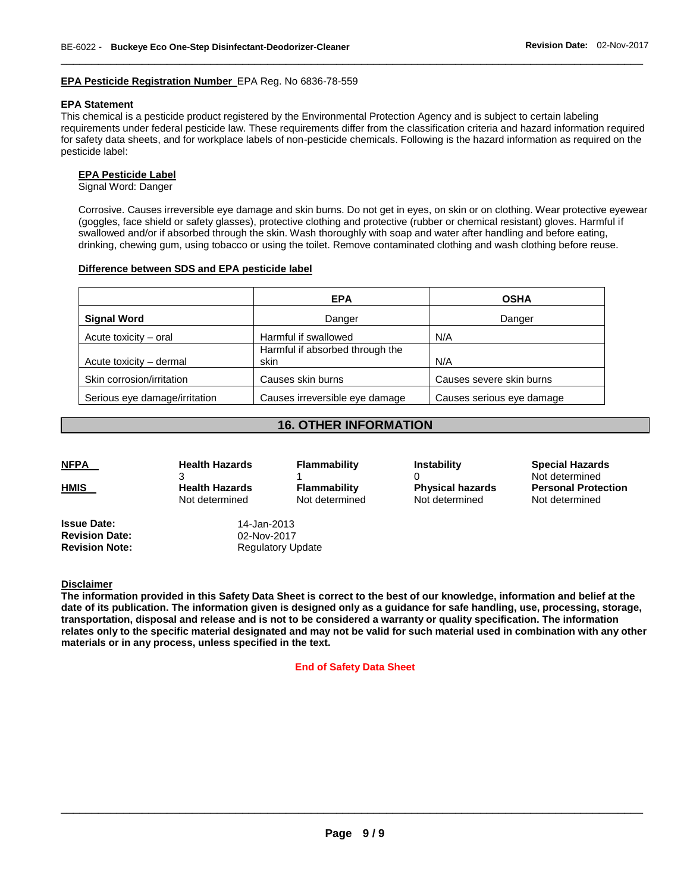**EPA Pesticide Registration Number** EPA Reg. No 6836-78-559

**EPA Statement**

This chemical is a pesticide product registered by the Environmental Protection Agency and is subject to certain labeling requirements under federal pesticide law. These requirements differ from the classification criteria and hazard information required for safety data sheets, and for workplace labels of non-pesticide chemicals. Following is the hazard information as required on the pesticide label:

**EPA Pesticide Label**

Signal Word: Danger

Corrosive. Causes irreversible eye damage and skin burns. Do not get in eyes, on skin or on clothing. Wear protective eyewear (goggles, face shield or safety glasses), protective clothing and protective (rubber or chemical resistant) gloves. Harmful if swallowed and/or if absorbed through the skin. Wash thoroughly with soap and water after handling and before eating, drinking, chewing gum, using tobacco or using the toilet. Remove contaminated clothing and wash clothing before reuse.

**Difference between SDS and EPA pesticide label**

| | EPA | OSHA |
|---|---|---|
| **Signal Word** | Danger | Danger |
| Acute toxicity – oral | Harmful if swallowed | N/A |
| Acute toxicity – dermal | Harmful if absorbed through the skin | N/A |
| Skin corrosion/irritation | Causes skin burns | Causes severe skin burns |
| Serious eye damage/irritation | Causes irreversible eye damage | Causes serious eye damage |

## 16. OTHER INFORMATION

| | | | | |
|---|---|---|---|---|
| **NFPA** | **Health Hazards** 3 | **Flammability** 1 | **Instability** 0 | **Special Hazards** Not determined |
| **HMIS** | **Health Hazards** Not determined | **Flammability** Not determined | **Physical hazards** Not determined | **Personal Protection** Not determined |

**Issue Date:** 14-Jan-2013
**Revision Date:** 02-Nov-2017
**Revision Note:** Regulatory Update

**Disclaimer**

**The information provided in this Safety Data Sheet is correct to the best of our knowledge, information and belief at the date of its publication. The information given is designed only as a guidance for safe handling, use, processing, storage, transportation, disposal and release and is not to be considered a warranty or quality specification. The information relates only to the specific material designated and may not be valid for such material used in combination with any other materials or in any process, unless specified in the text.**

**End of Safety Data Sheet**